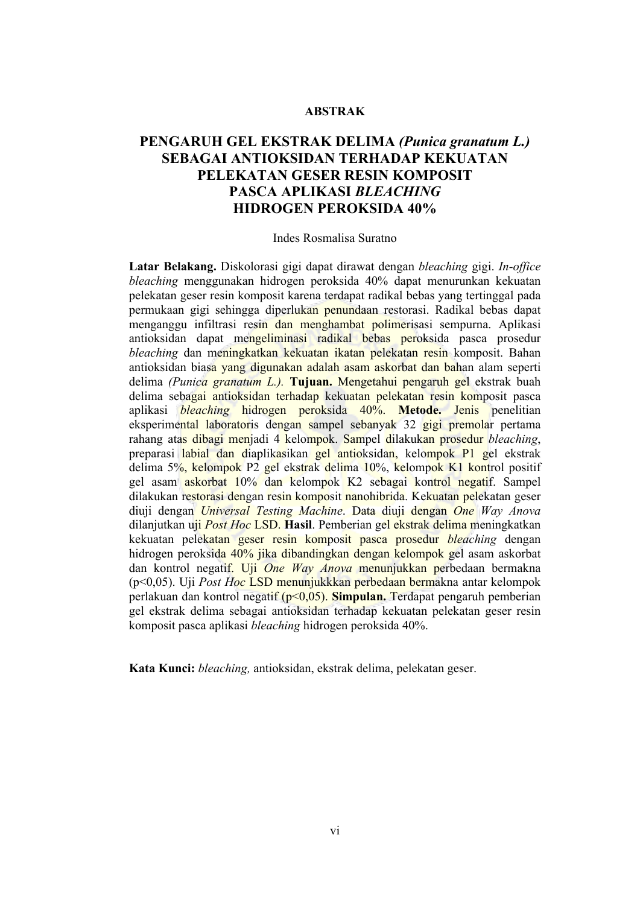## ABSTRAK

# PENGARUH GEL EKSTRAK DELIMA *(Punica granatum L.)* SEBAGAI ANTIOKSIDAN TERHADAP KEKUATAN PELEKATAN GESER RESIN KOMPOSIT PASCA APLIKASI *BLEACHING* HIDROGEN PEROKSIDA 40%

Indes Rosmalisa Suratno

**Latar Belakang.** Diskolorasi gigi dapat dirawat dengan *bleaching* gigi. *In-office bleaching* menggunakan hidrogen peroksida 40% dapat menurunkan kekuatan pelekatan geser resin komposit karena terdapat radikal bebas yang tertinggal pada permukaan gigi sehingga diperlukan penundaan restorasi. Radikal bebas dapat menganggu infiltrasi resin dan menghambat polimerisasi sempurna. Aplikasi antioksidan dapat mengeliminasi radikal bebas peroksida pasca prosedur *bleaching* dan meningkatkan kekuatan ikatan pelekatan resin komposit. Bahan antioksidan biasa yang digunakan adalah asam askorbat dan bahan alam seperti delima *(Punica granatum L.).* **Tujuan.** Mengetahui pengaruh gel ekstrak buah delima sebagai antioksidan terhadap kekuatan pelekatan resin komposit pasca aplikasi *bleaching* hidrogen peroksida 40%. **Metode.** Jenis penelitian eksperimental laboratoris dengan sampel sebanyak 32 gigi premolar pertama rahang atas dibagi menjadi 4 kelompok. Sampel dilakukan prosedur *bleaching*, preparasi labial dan diaplikasikan gel antioksidan, kelompok P1 gel ekstrak delima 5%, kelompok P2 gel ekstrak delima 10%, kelompok K1 kontrol positif gel asam askorbat 10% dan kelompok K2 sebagai kontrol negatif. Sampel dilakukan restorasi dengan resin komposit nanohibrida. Kekuatan pelekatan geser diuji dengan *Universal Testing Machine*. Data diuji dengan *One Way Anova* dilanjutkan uji *Post Hoc* LSD. **Hasil**. Pemberian gel ekstrak delima meningkatkan kekuatan pelekatan geser resin komposit pasca prosedur *bleaching* dengan hidrogen peroksida 40% jika dibandingkan dengan kelompok gel asam askorbat dan kontrol negatif. Uji *One Way Anova* menunjukkan perbedaan bermakna ($p<0,05$). Uji *Post Hoc* LSD menunjukkkan perbedaan bermakna antar kelompok perlakuan dan kontrol negatif ($p<0,05$). **Simpulan.** Terdapat pengaruh pemberian gel ekstrak delima sebagai antioksidan terhadap kekuatan pelekatan geser resin komposit pasca aplikasi *bleaching* hidrogen peroksida 40%.

**Kata Kunci:** *bleaching,* antioksidan, ekstrak delima, pelekatan geser.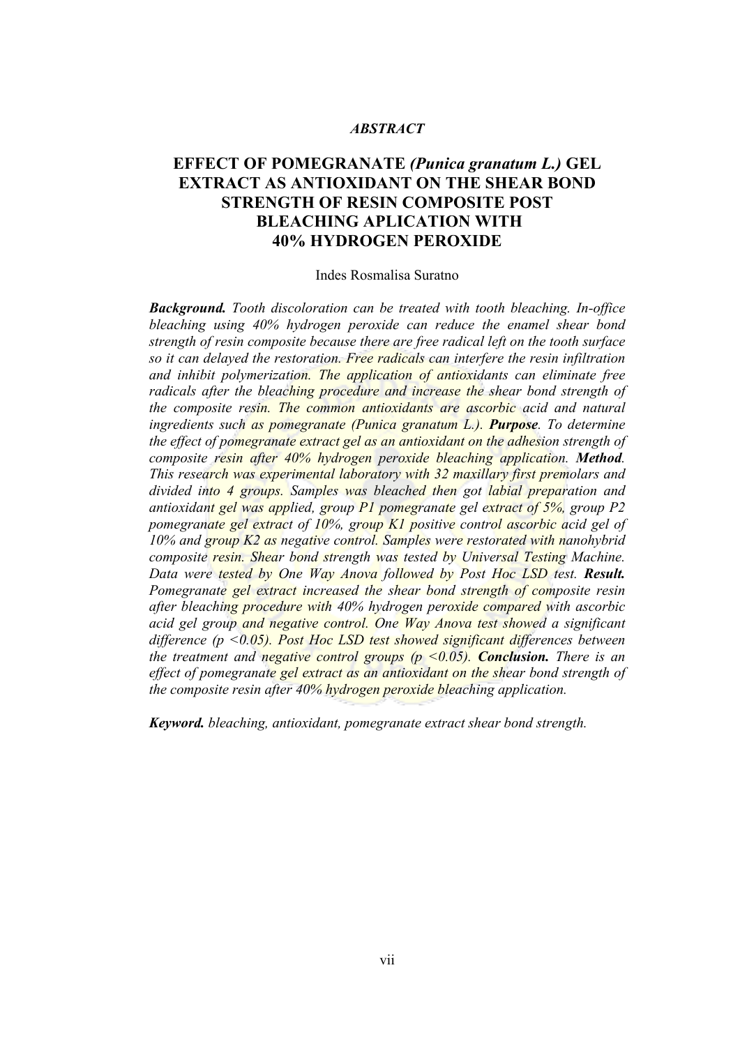***ABSTRACT***

# EFFECT OF POMEGRANATE *(Punica granatum L.)* GEL EXTRACT AS ANTIOXIDANT ON THE SHEAR BOND STRENGTH OF RESIN COMPOSITE POST BLEACHING APLICATION WITH 40% HYDROGEN PEROXIDE

Indes Rosmalisa Suratno

***Background.*** *Tooth discoloration can be treated with tooth bleaching. In-office bleaching using 40% hydrogen peroxide can reduce the enamel shear bond strength of resin composite because there are free radical left on the tooth surface so it can delayed the restoration. Free radicals can interfere the resin infiltration and inhibit polymerization. The application of antioxidants can eliminate free radicals after the bleaching procedure and increase the shear bond strength of the composite resin. The common antioxidants are ascorbic acid and natural ingredients such as pomegranate (Punica granatum L.).* ***Purpose****. To determine the effect of pomegranate extract gel as an antioxidant on the adhesion strength of composite resin after 40% hydrogen peroxide bleaching application.* ***Method****. This research was experimental laboratory with 32 maxillary first premolars and divided into 4 groups. Samples was bleached then got labial preparation and antioxidant gel was applied, group P1 pomegranate gel extract of 5%, group P2 pomegranate gel extract of 10%, group K1 positive control ascorbic acid gel of 10% and group K2 as negative control. Samples were restorated with nanohybrid composite resin. Shear bond strength was tested by Universal Testing Machine. Data were tested by One Way Anova followed by Post Hoc LSD test.* ***Result.*** *Pomegranate gel extract increased the shear bond strength of composite resin after bleaching procedure with 40% hydrogen peroxide compared with ascorbic acid gel group and negative control. One Way Anova test showed a significant difference ($p < 0.05$). Post Hoc LSD test showed significant differences between the treatment and negative control groups ($p < 0.05$).* ***Conclusion.*** *There is an effect of pomegranate gel extract as an antioxidant on the shear bond strength of the composite resin after 40% hydrogen peroxide bleaching application.*

***Keyword.*** *bleaching, antioxidant, pomegranate extract shear bond strength.*